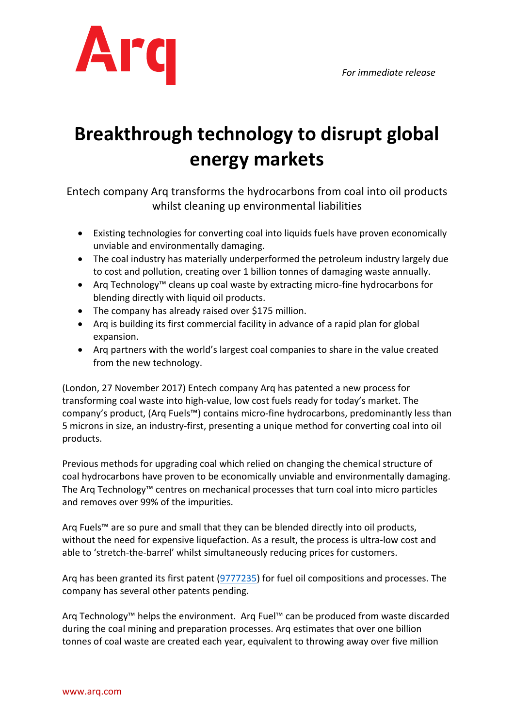Arq

*For immediate release*

# Breakthrough technology to disrupt global energy markets

Entech company Arq transforms the hydrocarbons from coal into oil products whilst cleaning up environmental liabilities

- Existing technologies for converting coal into liquids fuels have proven economically unviable and environmentally damaging.
- The coal industry has materially underperformed the petroleum industry largely due to cost and pollution, creating over 1 billion tonnes of damaging waste annually.
- Arq Technology™ cleans up coal waste by extracting micro-fine hydrocarbons for blending directly with liquid oil products.
- The company has already raised over $175 million.
- Arq is building its first commercial facility in advance of a rapid plan for global expansion.
- Arq partners with the world's largest coal companies to share in the value created from the new technology.

(London, 27 November 2017) Entech company Arq has patented a new process for transforming coal waste into high-value, low cost fuels ready for today's market. The company's product, (Arq Fuels™) contains micro-fine hydrocarbons, predominantly less than 5 microns in size, an industry-first, presenting a unique method for converting coal into oil products.

Previous methods for upgrading coal which relied on changing the chemical structure of coal hydrocarbons have proven to be economically unviable and environmentally damaging. The Arq Technology™ centres on mechanical processes that turn coal into micro particles and removes over 99% of the impurities.

Arq Fuels™ are so pure and small that they can be blended directly into oil products, without the need for expensive liquefaction. As a result, the process is ultra-low cost and able to 'stretch-the-barrel' whilst simultaneously reducing prices for customers.

Arq has been granted its first patent (9777235) for fuel oil compositions and processes. The company has several other patents pending.

Arq Technology™ helps the environment. Arq Fuel™ can be produced from waste discarded during the coal mining and preparation processes. Arq estimates that over one billion tonnes of coal waste are created each year, equivalent to throwing away over five million

www.arq.com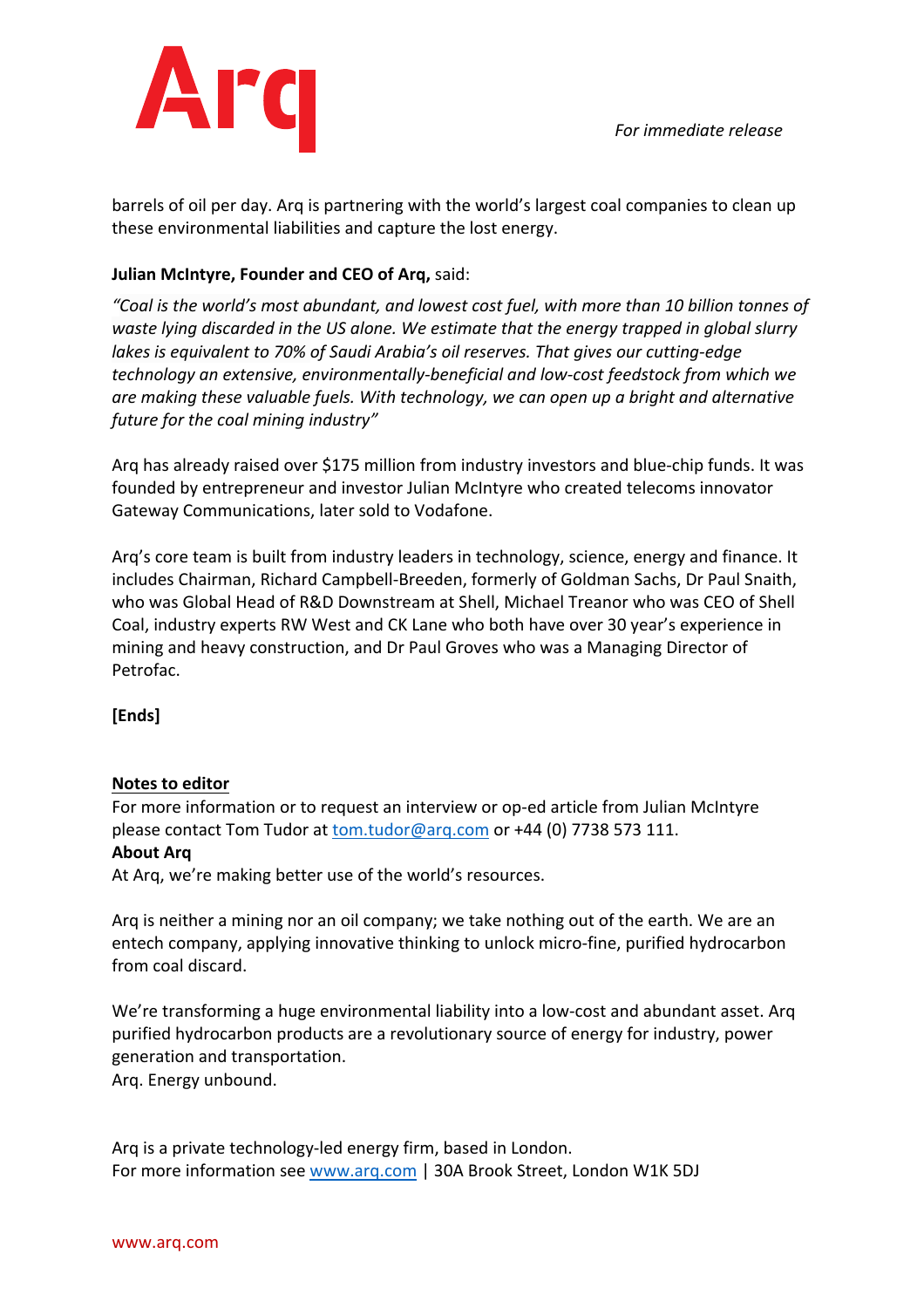barrels of oil per day. Arq is partnering with the world's largest coal companies to clean up these environmental liabilities and capture the lost energy.

**Julian McIntyre, Founder and CEO of Arq,** said:

*"Coal is the world's most abundant, and lowest cost fuel, with more than 10 billion tonnes of waste lying discarded in the US alone. We estimate that the energy trapped in global slurry lakes is equivalent to 70% of Saudi Arabia's oil reserves. That gives our cutting-edge technology an extensive, environmentally-beneficial and low-cost feedstock from which we are making these valuable fuels. With technology, we can open up a bright and alternative future for the coal mining industry"*

Arq has already raised over $175 million from industry investors and blue-chip funds. It was founded by entrepreneur and investor Julian McIntyre who created telecoms innovator Gateway Communications, later sold to Vodafone.

Arq's core team is built from industry leaders in technology, science, energy and finance. It includes Chairman, Richard Campbell-Breeden, formerly of Goldman Sachs, Dr Paul Snaith, who was Global Head of R&D Downstream at Shell, Michael Treanor who was CEO of Shell Coal, industry experts RW West and CK Lane who both have over 30 year's experience in mining and heavy construction, and Dr Paul Groves who was a Managing Director of Petrofac.

**[Ends]**

**Notes to editor**

For more information or to request an interview or op-ed article from Julian McIntyre please contact Tom Tudor at tom.tudor@arq.com or +44 (0) 7738 573 111.

**About Arq**

At Arq, we're making better use of the world's resources.

Arq is neither a mining nor an oil company; we take nothing out of the earth. We are an entech company, applying innovative thinking to unlock micro-fine, purified hydrocarbon from coal discard.

We're transforming a huge environmental liability into a low-cost and abundant asset. Arq purified hydrocarbon products are a revolutionary source of energy for industry, power generation and transportation.

Arq. Energy unbound.

Arq is a private technology-led energy firm, based in London.

For more information see www.arq.com | 30A Brook Street, London W1K 5DJ